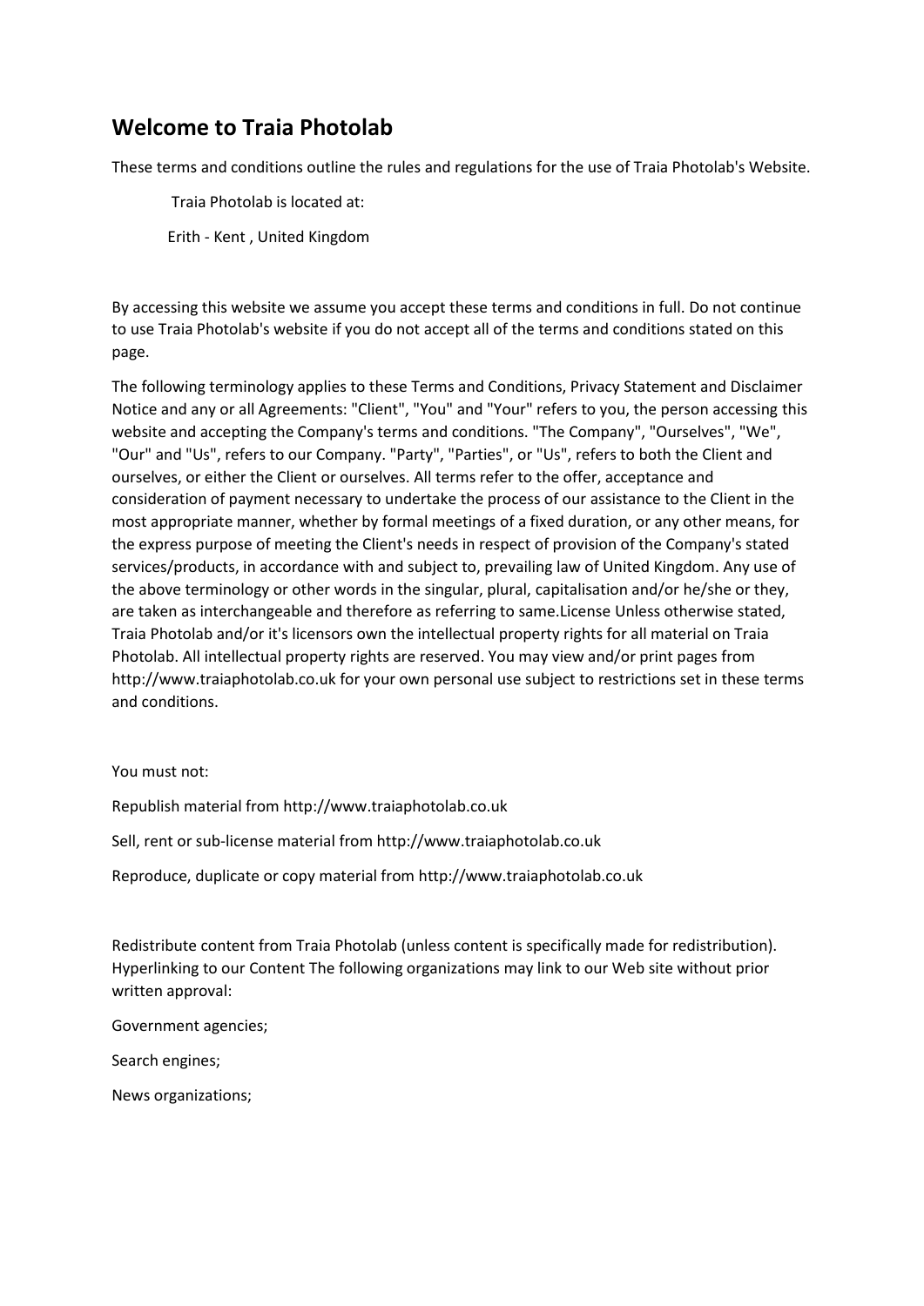# Welcome to Traia Photolab

These terms and conditions outline the rules and regulations for the use of Traia Photolab's Website.

Traia Photolab is located at:

Erith - Kent , United Kingdom

By accessing this website we assume you accept these terms and conditions in full. Do not continue to use Traia Photolab's website if you do not accept all of the terms and conditions stated on this page.

The following terminology applies to these Terms and Conditions, Privacy Statement and Disclaimer Notice and any or all Agreements: "Client", "You" and "Your" refers to you, the person accessing this website and accepting the Company's terms and conditions. "The Company", "Ourselves", "We", "Our" and "Us", refers to our Company. "Party", "Parties", or "Us", refers to both the Client and ourselves, or either the Client or ourselves. All terms refer to the offer, acceptance and consideration of payment necessary to undertake the process of our assistance to the Client in the most appropriate manner, whether by formal meetings of a fixed duration, or any other means, for the express purpose of meeting the Client's needs in respect of provision of the Company's stated services/products, in accordance with and subject to, prevailing law of United Kingdom. Any use of the above terminology or other words in the singular, plural, capitalisation and/or he/she or they, are taken as interchangeable and therefore as referring to same.License Unless otherwise stated, Traia Photolab and/or it's licensors own the intellectual property rights for all material on Traia Photolab. All intellectual property rights are reserved. You may view and/or print pages from http://www.traiaphotolab.co.uk for your own personal use subject to restrictions set in these terms and conditions.

You must not:

Republish material from http://www.traiaphotolab.co.uk

Sell, rent or sub-license material from http://www.traiaphotolab.co.uk

Reproduce, duplicate or copy material from http://www.traiaphotolab.co.uk

Redistribute content from Traia Photolab (unless content is specifically made for redistribution). Hyperlinking to our Content The following organizations may link to our Web site without prior written approval:

Government agencies;

Search engines;

News organizations;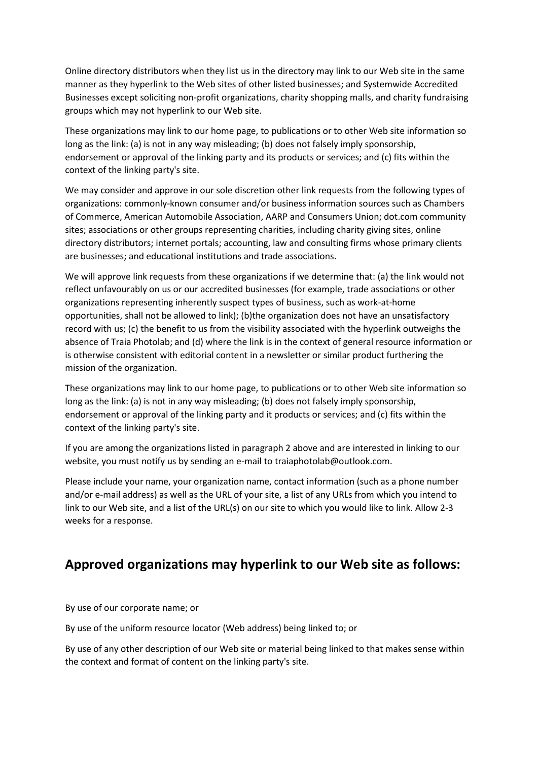Online directory distributors when they list us in the directory may link to our Web site in the same manner as they hyperlink to the Web sites of other listed businesses; and Systemwide Accredited Businesses except soliciting non-profit organizations, charity shopping malls, and charity fundraising groups which may not hyperlink to our Web site.

These organizations may link to our home page, to publications or to other Web site information so long as the link: (a) is not in any way misleading; (b) does not falsely imply sponsorship, endorsement or approval of the linking party and its products or services; and (c) fits within the context of the linking party's site.

We may consider and approve in our sole discretion other link requests from the following types of organizations: commonly-known consumer and/or business information sources such as Chambers of Commerce, American Automobile Association, AARP and Consumers Union; dot.com community sites; associations or other groups representing charities, including charity giving sites, online directory distributors; internet portals; accounting, law and consulting firms whose primary clients are businesses; and educational institutions and trade associations.

We will approve link requests from these organizations if we determine that: (a) the link would not reflect unfavourably on us or our accredited businesses (for example, trade associations or other organizations representing inherently suspect types of business, such as work-at-home opportunities, shall not be allowed to link); (b)the organization does not have an unsatisfactory record with us; (c) the benefit to us from the visibility associated with the hyperlink outweighs the absence of Traia Photolab; and (d) where the link is in the context of general resource information or is otherwise consistent with editorial content in a newsletter or similar product furthering the mission of the organization.

These organizations may link to our home page, to publications or to other Web site information so long as the link: (a) is not in any way misleading; (b) does not falsely imply sponsorship, endorsement or approval of the linking party and it products or services; and (c) fits within the context of the linking party's site.

If you are among the organizations listed in paragraph 2 above and are interested in linking to our website, you must notify us by sending an e-mail to traiaphotolab@outlook.com.

Please include your name, your organization name, contact information (such as a phone number and/or e-mail address) as well as the URL of your site, a list of any URLs from which you intend to link to our Web site, and a list of the URL(s) on our site to which you would like to link. Allow 2-3 weeks for a response.

## Approved organizations may hyperlink to our Web site as follows:

By use of our corporate name; or

By use of the uniform resource locator (Web address) being linked to; or

By use of any other description of our Web site or material being linked to that makes sense within the context and format of content on the linking party's site.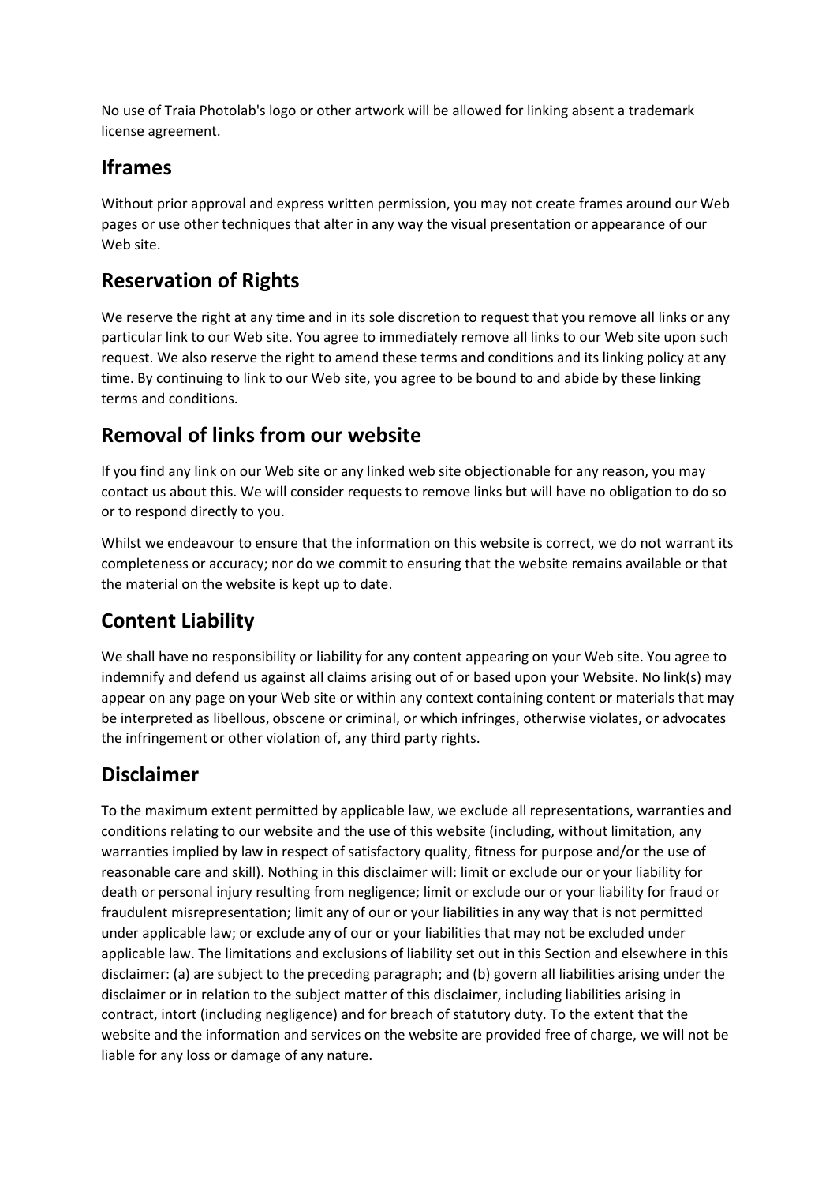No use of Traia Photolab's logo or other artwork will be allowed for linking absent a trademark license agreement.

## Iframes

Without prior approval and express written permission, you may not create frames around our Web pages or use other techniques that alter in any way the visual presentation or appearance of our Web site.

## Reservation of Rights

We reserve the right at any time and in its sole discretion to request that you remove all links or any particular link to our Web site. You agree to immediately remove all links to our Web site upon such request. We also reserve the right to amend these terms and conditions and its linking policy at any time. By continuing to link to our Web site, you agree to be bound to and abide by these linking terms and conditions.

## Removal of links from our website

If you find any link on our Web site or any linked web site objectionable for any reason, you may contact us about this. We will consider requests to remove links but will have no obligation to do so or to respond directly to you.

Whilst we endeavour to ensure that the information on this website is correct, we do not warrant its completeness or accuracy; nor do we commit to ensuring that the website remains available or that the material on the website is kept up to date.

## Content Liability

We shall have no responsibility or liability for any content appearing on your Web site. You agree to indemnify and defend us against all claims arising out of or based upon your Website. No link(s) may appear on any page on your Web site or within any context containing content or materials that may be interpreted as libellous, obscene or criminal, or which infringes, otherwise violates, or advocates the infringement or other violation of, any third party rights.

## Disclaimer

To the maximum extent permitted by applicable law, we exclude all representations, warranties and conditions relating to our website and the use of this website (including, without limitation, any warranties implied by law in respect of satisfactory quality, fitness for purpose and/or the use of reasonable care and skill). Nothing in this disclaimer will: limit or exclude our or your liability for death or personal injury resulting from negligence; limit or exclude our or your liability for fraud or fraudulent misrepresentation; limit any of our or your liabilities in any way that is not permitted under applicable law; or exclude any of our or your liabilities that may not be excluded under applicable law. The limitations and exclusions of liability set out in this Section and elsewhere in this disclaimer: (a) are subject to the preceding paragraph; and (b) govern all liabilities arising under the disclaimer or in relation to the subject matter of this disclaimer, including liabilities arising in contract, intort (including negligence) and for breach of statutory duty. To the extent that the website and the information and services on the website are provided free of charge, we will not be liable for any loss or damage of any nature.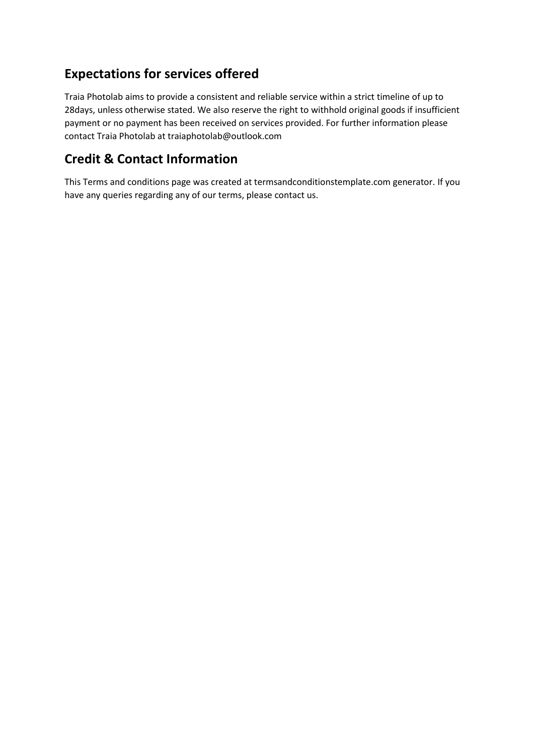## Expectations for services offered

Traia Photolab aims to provide a consistent and reliable service within a strict timeline of up to 28days, unless otherwise stated. We also reserve the right to withhold original goods if insufficient payment or no payment has been received on services provided. For further information please contact Traia Photolab at traiaphotolab@outlook.com

## Credit & Contact Information

This Terms and conditions page was created at termsandconditionstemplate.com generator. If you have any queries regarding any of our terms, please contact us.